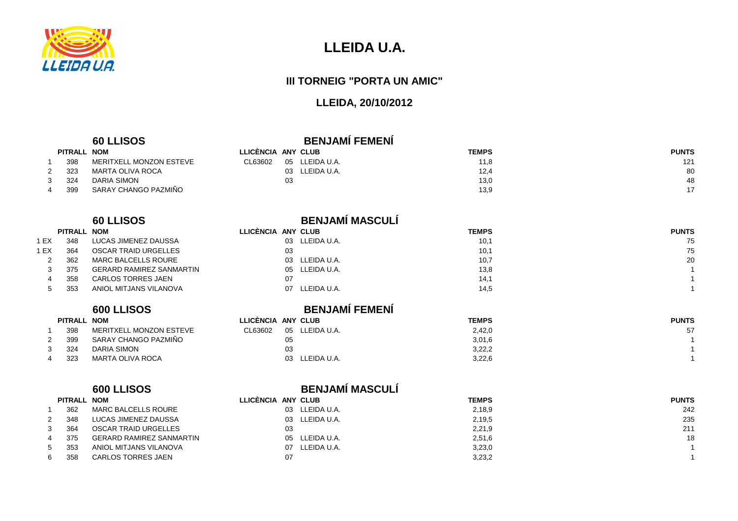# LLEIDA U.A.

## III TORNEIG "PORTA UN AMIC"

## LLEIDA, 20/10/2012

### 60 LLISOS — BENJAMÍ FEMENÍ

| | PITRALL | NOM | LLICÈNCIA | ANY | CLUB | TEMPS | PUNTS |
|---|---|---|---|---|---|---|---|
| 1 | 398 | MERITXELL MONZON ESTEVE | CL63602 | 05 | LLEIDA U.A. | 11,8 | 121 |
| 2 | 323 | MARTA OLIVA ROCA | | 03 | LLEIDA U.A. | 12,4 | 80 |
| 3 | 324 | DARIA SIMON | | 03 | | 13,0 | 48 |
| 4 | 399 | SARAY CHANGO PAZMIÑO | | | | 13,9 | 17 |

### 60 LLISOS — BENJAMÍ MASCULÍ

| | PITRALL | NOM | LLICÈNCIA | ANY | CLUB | TEMPS | PUNTS |
|---|---|---|---|---|---|---|---|
| 1 EX | 348 | LUCAS JIMENEZ DAUSSA | | 03 | LLEIDA U.A. | 10,1 | 75 |
| 1 EX | 364 | OSCAR TRAID URGELLES | | 03 | | 10,1 | 75 |
| 2 | 362 | MARC BALCELLS ROURE | | 03 | LLEIDA U.A. | 10,7 | 20 |
| 3 | 375 | GERARD RAMIREZ SANMARTIN | | 05 | LLEIDA U.A. | 13,8 | 1 |
| 4 | 358 | CARLOS TORRES JAEN | | 07 | | 14,1 | 1 |
| 5 | 353 | ANIOL MITJANS VILANOVA | | 07 | LLEIDA U.A. | 14,5 | 1 |

### 600 LLISOS — BENJAMÍ FEMENÍ

| | PITRALL | NOM | LLICÈNCIA | ANY | CLUB | TEMPS | PUNTS |
|---|---|---|---|---|---|---|---|
| 1 | 398 | MERITXELL MONZON ESTEVE | CL63602 | 05 | LLEIDA U.A. | 2,42,0 | 57 |
| 2 | 399 | SARAY CHANGO PAZMIÑO | | 05 | | 3,01,6 | 1 |
| 3 | 324 | DARIA SIMON | | 03 | | 3,22,2 | 1 |
| 4 | 323 | MARTA OLIVA ROCA | | 03 | LLEIDA U.A. | 3,22,6 | 1 |

### 600 LLISOS — BENJAMÍ MASCULÍ

| | PITRALL | NOM | LLICÈNCIA | ANY | CLUB | TEMPS | PUNTS |
|---|---|---|---|---|---|---|---|
| 1 | 362 | MARC BALCELLS ROURE | | 03 | LLEIDA U.A. | 2,18,9 | 242 |
| 2 | 348 | LUCAS JIMENEZ DAUSSA | | 03 | LLEIDA U.A. | 2,19,5 | 235 |
| 3 | 364 | OSCAR TRAID URGELLES | | 03 | | 2,21,9 | 211 |
| 4 | 375 | GERARD RAMIREZ SANMARTIN | | 05 | LLEIDA U.A. | 2,51,6 | 18 |
| 5 | 353 | ANIOL MITJANS VILANOVA | | 07 | LLEIDA U.A. | 3,23,0 | 1 |
| 6 | 358 | CARLOS TORRES JAEN | | 07 | | 3,23,2 | 1 |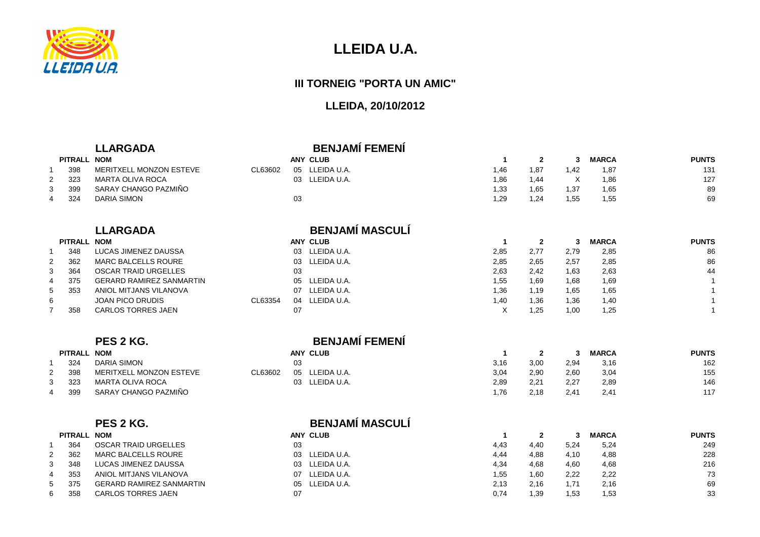# LLEIDA U.A.

## III TORNEIG "PORTA UN AMIC"

### LLEIDA, 20/10/2012

### LLARGADA — BENJAMÍ FEMENÍ

| | PITRALL | NOM | | ANY | CLUB | 1 | 2 | 3 | MARCA | PUNTS |
|---|---|---|---|---|---|---|---|---|---|---|
| 1 | 398 | MERITXELL MONZON ESTEVE | CL63602 | 05 | LLEIDA U.A. | 1,46 | 1,87 | 1,42 | 1,87 | 131 |
| 2 | 323 | MARTA OLIVA ROCA | | 03 | LLEIDA U.A. | 1,86 | 1,44 | X | 1,86 | 127 |
| 3 | 399 | SARAY CHANGO PAZMIÑO | | | | 1,33 | 1,65 | 1,37 | 1,65 | 89 |
| 4 | 324 | DARIA SIMON | | 03 | | 1,29 | 1,24 | 1,55 | 1,55 | 69 |

### LLARGADA — BENJAMÍ MASCULÍ

| | PITRALL | NOM | | ANY | CLUB | 1 | 2 | 3 | MARCA | PUNTS |
|---|---|---|---|---|---|---|---|---|---|---|
| 1 | 348 | LUCAS JIMENEZ DAUSSA | | 03 | LLEIDA U.A. | 2,85 | 2,77 | 2,79 | 2,85 | 86 |
| 2 | 362 | MARC BALCELLS ROURE | | 03 | LLEIDA U.A. | 2,85 | 2,65 | 2,57 | 2,85 | 86 |
| 3 | 364 | OSCAR TRAID URGELLES | | 03 | | 2,63 | 2,42 | 1,63 | 2,63 | 44 |
| 4 | 375 | GERARD RAMIREZ SANMARTIN | | 05 | LLEIDA U.A. | 1,55 | 1,69 | 1,68 | 1,69 | 1 |
| 5 | 353 | ANIOL MITJANS VILANOVA | | 07 | LLEIDA U.A. | 1,36 | 1,19 | 1,65 | 1,65 | 1 |
| 6 | | JOAN PICO DRUDIS | CL63354 | 04 | LLEIDA U.A. | 1,40 | 1,36 | 1,36 | 1,40 | 1 |
| 7 | 358 | CARLOS TORRES JAEN | | 07 | | X | 1,25 | 1,00 | 1,25 | 1 |

### PES 2 KG. — BENJAMÍ FEMENÍ

| | PITRALL | NOM | | ANY | CLUB | 1 | 2 | 3 | MARCA | PUNTS |
|---|---|---|---|---|---|---|---|---|---|---|
| 1 | 324 | DARIA SIMON | | 03 | | 3,16 | 3,00 | 2,94 | 3,16 | 162 |
| 2 | 398 | MERITXELL MONZON ESTEVE | CL63602 | 05 | LLEIDA U.A. | 3,04 | 2,90 | 2,60 | 3,04 | 155 |
| 3 | 323 | MARTA OLIVA ROCA | | 03 | LLEIDA U.A. | 2,89 | 2,21 | 2,27 | 2,89 | 146 |
| 4 | 399 | SARAY CHANGO PAZMIÑO | | | | 1,76 | 2,18 | 2,41 | 2,41 | 117 |

### PES 2 KG. — BENJAMÍ MASCULÍ

| | PITRALL | NOM | | ANY | CLUB | 1 | 2 | 3 | MARCA | PUNTS |
|---|---|---|---|---|---|---|---|---|---|---|
| 1 | 364 | OSCAR TRAID URGELLES | | 03 | | 4,43 | 4,40 | 5,24 | 5,24 | 249 |
| 2 | 362 | MARC BALCELLS ROURE | | 03 | LLEIDA U.A. | 4,44 | 4,88 | 4,10 | 4,88 | 228 |
| 3 | 348 | LUCAS JIMENEZ DAUSSA | | 03 | LLEIDA U.A. | 4,34 | 4,68 | 4,60 | 4,68 | 216 |
| 4 | 353 | ANIOL MITJANS VILANOVA | | 07 | LLEIDA U.A. | 1,55 | 1,60 | 2,22 | 2,22 | 73 |
| 5 | 375 | GERARD RAMIREZ SANMARTIN | | 05 | LLEIDA U.A. | 2,13 | 2,16 | 1,71 | 2,16 | 69 |
| 6 | 358 | CARLOS TORRES JAEN | | 07 | | 0,74 | 1,39 | 1,53 | 1,53 | 33 |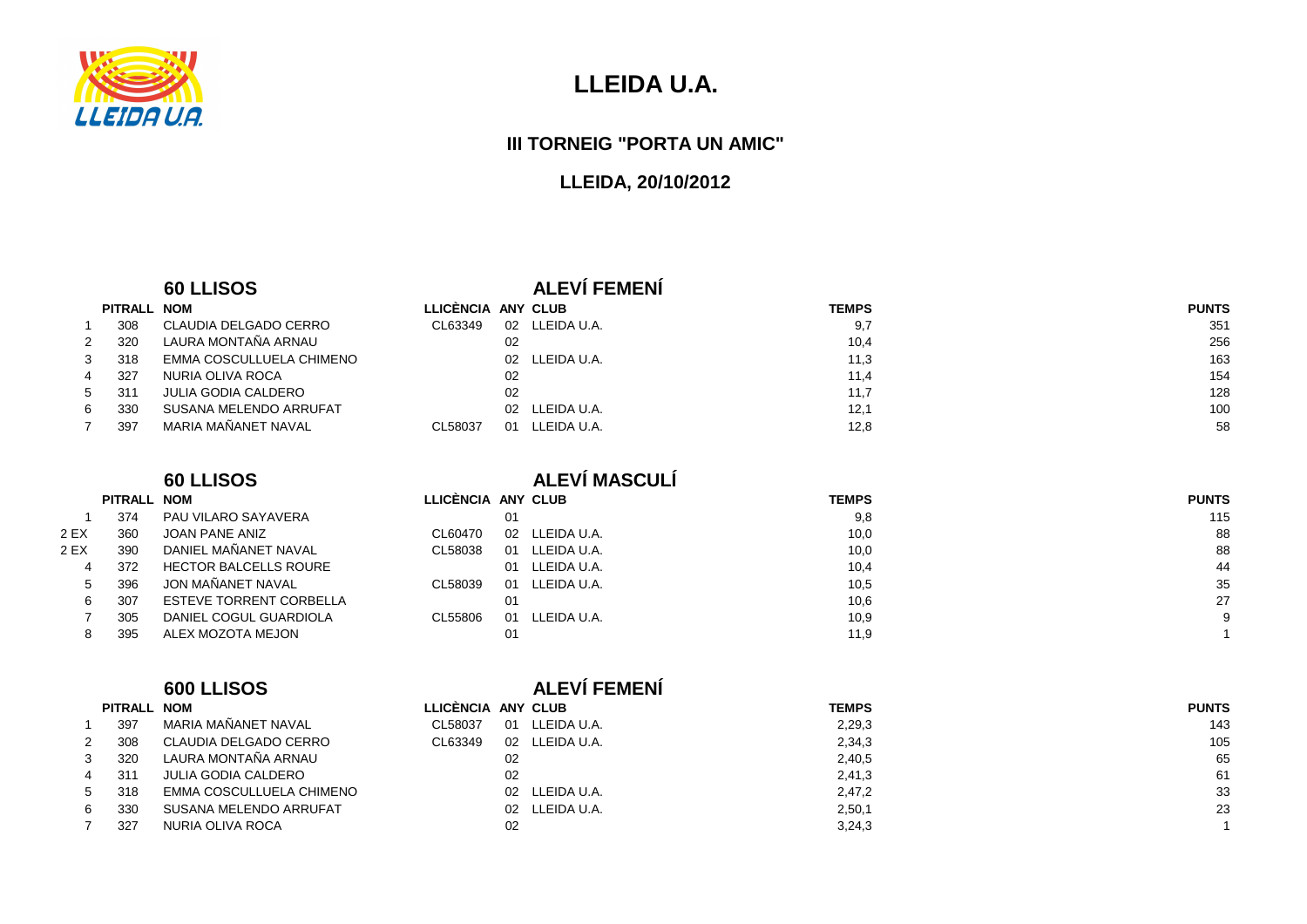# LLEIDA U.A.

## III TORNEIG "PORTA UN AMIC"

### LLEIDA, 20/10/2012

### 60 LLISOS — ALEVÍ FEMENÍ

| | PITRALL | NOM | LLICÈNCIA | ANY | CLUB | TEMPS | PUNTS |
|---|---|---|---|---|---|---|---|
| 1 | 308 | CLAUDIA DELGADO CERRO | CL63349 | 02 | LLEIDA U.A. | 9,7 | 351 |
| 2 | 320 | LAURA MONTAÑA ARNAU | | 02 | | 10,4 | 256 |
| 3 | 318 | EMMA COSCULLUELA CHIMENO | | 02 | LLEIDA U.A. | 11,3 | 163 |
| 4 | 327 | NURIA OLIVA ROCA | | 02 | | 11,4 | 154 |
| 5 | 311 | JULIA GODIA CALDERO | | 02 | | 11,7 | 128 |
| 6 | 330 | SUSANA MELENDO ARRUFAT | | 02 | LLEIDA U.A. | 12,1 | 100 |
| 7 | 397 | MARIA MAÑANET NAVAL | CL58037 | 01 | LLEIDA U.A. | 12,8 | 58 |

### 60 LLISOS — ALEVÍ MASCULÍ

| | PITRALL | NOM | LLICÈNCIA | ANY | CLUB | TEMPS | PUNTS |
|---|---|---|---|---|---|---|---|
| 1 | 374 | PAU VILARO SAYAVERA | | 01 | | 9,8 | 115 |
| 2 EX | 360 | JOAN PANE ANIZ | CL60470 | 02 | LLEIDA U.A. | 10,0 | 88 |
| 2 EX | 390 | DANIEL MAÑANET NAVAL | CL58038 | 01 | LLEIDA U.A. | 10,0 | 88 |
| 4 | 372 | HECTOR BALCELLS ROURE | | 01 | LLEIDA U.A. | 10,4 | 44 |
| 5 | 396 | JON MAÑANET NAVAL | CL58039 | 01 | LLEIDA U.A. | 10,5 | 35 |
| 6 | 307 | ESTEVE TORRENT CORBELLA | | 01 | | 10,6 | 27 |
| 7 | 305 | DANIEL COGUL GUARDIOLA | CL55806 | 01 | LLEIDA U.A. | 10,9 | 9 |
| 8 | 395 | ALEX MOZOTA MEJON | | 01 | | 11,9 | 1 |

### 600 LLISOS — ALEVÍ FEMENÍ

| | PITRALL | NOM | LLICÈNCIA | ANY | CLUB | TEMPS | PUNTS |
|---|---|---|---|---|---|---|---|
| 1 | 397 | MARIA MAÑANET NAVAL | CL58037 | 01 | LLEIDA U.A. | 2,29,3 | 143 |
| 2 | 308 | CLAUDIA DELGADO CERRO | CL63349 | 02 | LLEIDA U.A. | 2,34,3 | 105 |
| 3 | 320 | LAURA MONTAÑA ARNAU | | 02 | | 2,40,5 | 65 |
| 4 | 311 | JULIA GODIA CALDERO | | 02 | | 2,41,3 | 61 |
| 5 | 318 | EMMA COSCULLUELA CHIMENO | | 02 | LLEIDA U.A. | 2,47,2 | 33 |
| 6 | 330 | SUSANA MELENDO ARRUFAT | | 02 | LLEIDA U.A. | 2,50,1 | 23 |
| 7 | 327 | NURIA OLIVA ROCA | | 02 | | 3,24,3 | 1 |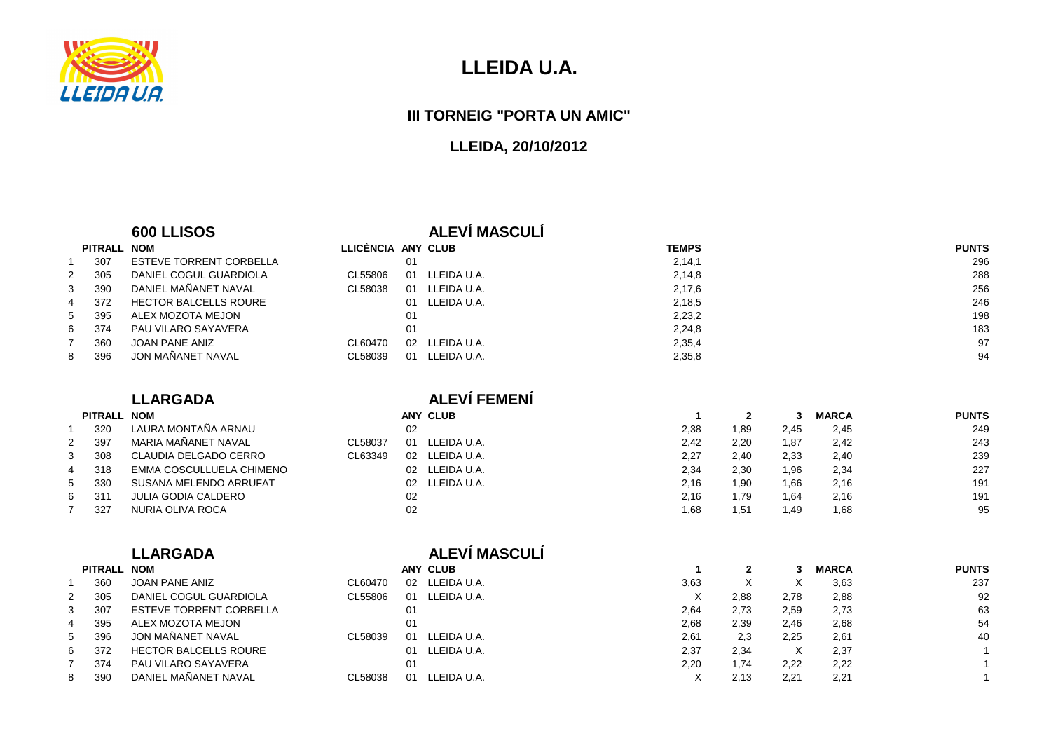# LLEIDA U.A.

## III TORNEIG "PORTA UN AMIC"

## LLEIDA, 20/10/2012

### 600 LLISOS — ALEVÍ MASCULÍ

| | PITRALL | NOM | LLICÈNCIA | ANY | CLUB | TEMPS | PUNTS |
|---|---|---|---|---|---|---|---|
| 1 | 307 | ESTEVE TORRENT CORBELLA | | 01 | | 2,14,1 | 296 |
| 2 | 305 | DANIEL COGUL GUARDIOLA | CL55806 | 01 | LLEIDA U.A. | 2,14,8 | 288 |
| 3 | 390 | DANIEL MAÑANET NAVAL | CL58038 | 01 | LLEIDA U.A. | 2,17,6 | 256 |
| 4 | 372 | HECTOR BALCELLS ROURE | | 01 | LLEIDA U.A. | 2,18,5 | 246 |
| 5 | 395 | ALEX MOZOTA MEJON | | 01 | | 2,23,2 | 198 |
| 6 | 374 | PAU VILARO SAYAVERA | | 01 | | 2,24,8 | 183 |
| 7 | 360 | JOAN PANE ANIZ | CL60470 | 02 | LLEIDA U.A. | 2,35,4 | 97 |
| 8 | 396 | JON MAÑANET NAVAL | CL58039 | 01 | LLEIDA U.A. | 2,35,8 | 94 |

### LLARGADA — ALEVÍ FEMENÍ

| | PITRALL | NOM | | ANY | CLUB | 1 | 2 | 3 | MARCA | PUNTS |
|---|---|---|---|---|---|---|---|---|---|---|
| 1 | 320 | LAURA MONTAÑA ARNAU | | 02 | | 2,38 | 1,89 | 2,45 | 2,45 | 249 |
| 2 | 397 | MARIA MAÑANET NAVAL | CL58037 | 01 | LLEIDA U.A. | 2,42 | 2,20 | 1,87 | 2,42 | 243 |
| 3 | 308 | CLAUDIA DELGADO CERRO | CL63349 | 02 | LLEIDA U.A. | 2,27 | 2,40 | 2,33 | 2,40 | 239 |
| 4 | 318 | EMMA COSCULLUELA CHIMENO | | 02 | LLEIDA U.A. | 2,34 | 2,30 | 1,96 | 2,34 | 227 |
| 5 | 330 | SUSANA MELENDO ARRUFAT | | 02 | LLEIDA U.A. | 2,16 | 1,90 | 1,66 | 2,16 | 191 |
| 6 | 311 | JULIA GODIA CALDERO | | 02 | | 2,16 | 1,79 | 1,64 | 2,16 | 191 |
| 7 | 327 | NURIA OLIVA ROCA | | 02 | | 1,68 | 1,51 | 1,49 | 1,68 | 95 |

### LLARGADA — ALEVÍ MASCULÍ

| | PITRALL | NOM | | ANY | CLUB | 1 | 2 | 3 | MARCA | PUNTS |
|---|---|---|---|---|---|---|---|---|---|---|
| 1 | 360 | JOAN PANE ANIZ | CL60470 | 02 | LLEIDA U.A. | 3,63 | X | X | 3,63 | 237 |
| 2 | 305 | DANIEL COGUL GUARDIOLA | CL55806 | 01 | LLEIDA U.A. | X | 2,88 | 2,78 | 2,88 | 92 |
| 3 | 307 | ESTEVE TORRENT CORBELLA | | 01 | | 2,64 | 2,73 | 2,59 | 2,73 | 63 |
| 4 | 395 | ALEX MOZOTA MEJON | | 01 | | 2,68 | 2,39 | 2,46 | 2,68 | 54 |
| 5 | 396 | JON MAÑANET NAVAL | CL58039 | 01 | LLEIDA U.A. | 2,61 | 2,3 | 2,25 | 2,61 | 40 |
| 6 | 372 | HECTOR BALCELLS ROURE | | 01 | LLEIDA U.A. | 2,37 | 2,34 | X | 2,37 | 1 |
| 7 | 374 | PAU VILARO SAYAVERA | | 01 | | 2,20 | 1,74 | 2,22 | 2,22 | 1 |
| 8 | 390 | DANIEL MAÑANET NAVAL | CL58038 | 01 | LLEIDA U.A. | X | 2,13 | 2,21 | 2,21 | 1 |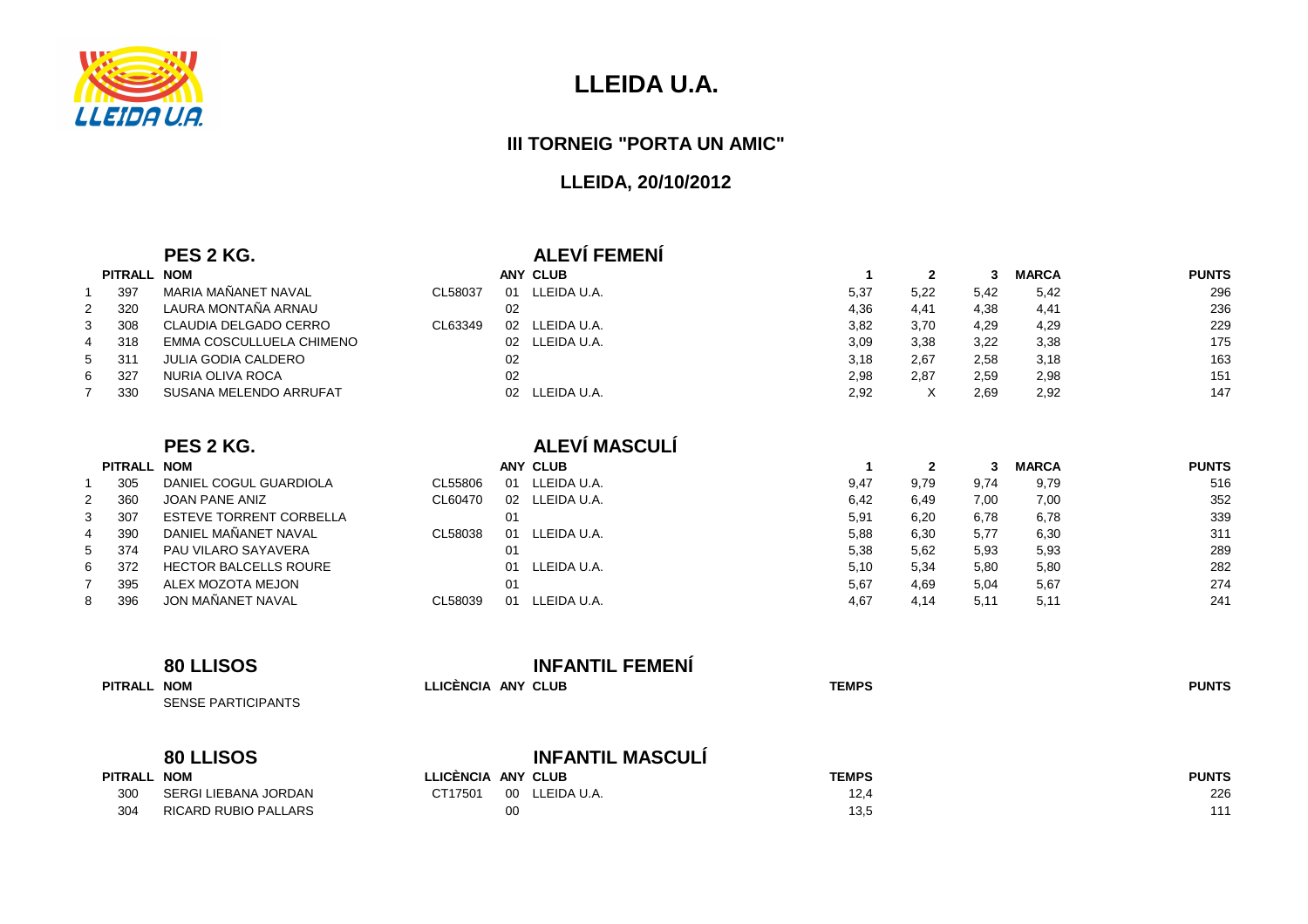# LLEIDA U.A.

## III TORNEIG "PORTA UN AMIC"

### LLEIDA, 20/10/2012

### PES 2 KG. — ALEVÍ FEMENÍ

| | PITRALL | NOM | | ANY | CLUB | 1 | 2 | 3 | MARCA | PUNTS |
|---|---|---|---|---|---|---|---|---|---|---|
| 1 | 397 | MARIA MAÑANET NAVAL | CL58037 | 01 | LLEIDA U.A. | 5,37 | 5,22 | 5,42 | 5,42 | 296 |
| 2 | 320 | LAURA MONTAÑA ARNAU | | 02 | | 4,36 | 4,41 | 4,38 | 4,41 | 236 |
| 3 | 308 | CLAUDIA DELGADO CERRO | CL63349 | 02 | LLEIDA U.A. | 3,82 | 3,70 | 4,29 | 4,29 | 229 |
| 4 | 318 | EMMA COSCULLUELA CHIMENO | | 02 | LLEIDA U.A. | 3,09 | 3,38 | 3,22 | 3,38 | 175 |
| 5 | 311 | JULIA GODIA CALDERO | | 02 | | 3,18 | 2,67 | 2,58 | 3,18 | 163 |
| 6 | 327 | NURIA OLIVA ROCA | | 02 | | 2,98 | 2,87 | 2,59 | 2,98 | 151 |
| 7 | 330 | SUSANA MELENDO ARRUFAT | | 02 | LLEIDA U.A. | 2,92 | X | 2,69 | 2,92 | 147 |

### PES 2 KG. — ALEVÍ MASCULÍ

| | PITRALL | NOM | | ANY | CLUB | 1 | 2 | 3 | MARCA | PUNTS |
|---|---|---|---|---|---|---|---|---|---|---|
| 1 | 305 | DANIEL COGUL GUARDIOLA | CL55806 | 01 | LLEIDA U.A. | 9,47 | 9,79 | 9,74 | 9,79 | 516 |
| 2 | 360 | JOAN PANE ANIZ | CL60470 | 02 | LLEIDA U.A. | 6,42 | 6,49 | 7,00 | 7,00 | 352 |
| 3 | 307 | ESTEVE TORRENT CORBELLA | | 01 | | 5,91 | 6,20 | 6,78 | 6,78 | 339 |
| 4 | 390 | DANIEL MAÑANET NAVAL | CL58038 | 01 | LLEIDA U.A. | 5,88 | 6,30 | 5,77 | 6,30 | 311 |
| 5 | 374 | PAU VILARO SAYAVERA | | 01 | | 5,38 | 5,62 | 5,93 | 5,93 | 289 |
| 6 | 372 | HECTOR BALCELLS ROURE | | 01 | LLEIDA U.A. | 5,10 | 5,34 | 5,80 | 5,80 | 282 |
| 7 | 395 | ALEX MOZOTA MEJON | | 01 | | 5,67 | 4,69 | 5,04 | 5,67 | 274 |
| 8 | 396 | JON MAÑANET NAVAL | CL58039 | 01 | LLEIDA U.A. | 4,67 | 4,14 | 5,11 | 5,11 | 241 |

### 80 LLISOS — INFANTIL FEMENÍ

| PITRALL | NOM | LLICÈNCIA | ANY | CLUB | TEMPS | PUNTS |
|---|---|---|---|---|---|---|
| | SENSE PARTICIPANTS | | | | | |

### 80 LLISOS — INFANTIL MASCULÍ

| PITRALL | NOM | LLICÈNCIA | ANY | CLUB | TEMPS | PUNTS |
|---|---|---|---|---|---|---|
| 300 | SERGI LIEBANA JORDAN | CT17501 | 00 | LLEIDA U.A. | 12,4 | 226 |
| 304 | RICARD RUBIO PALLARS | | 00 | | 13,5 | 111 |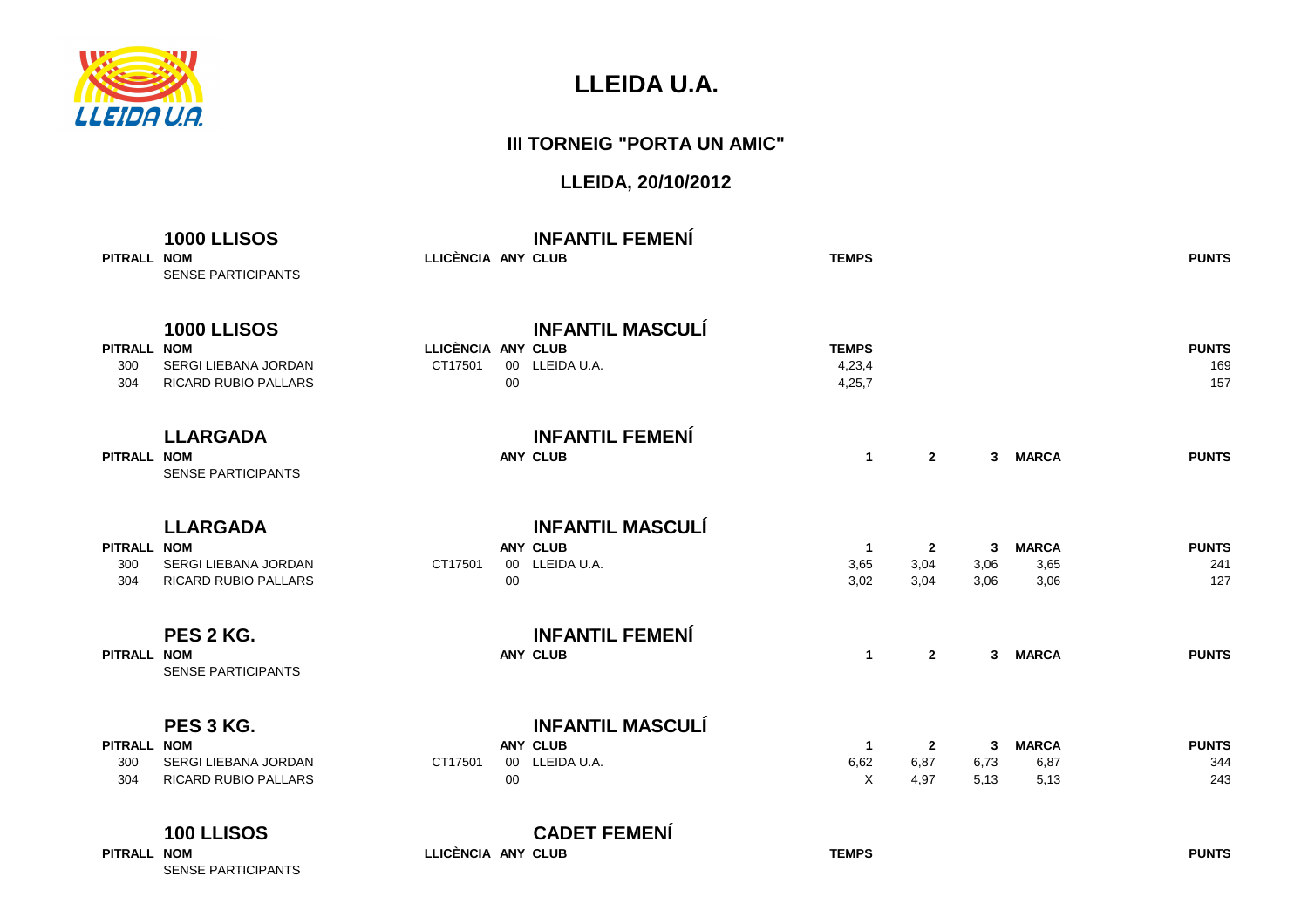# LLEIDA U.A.

## III TORNEIG "PORTA UN AMIC"

## LLEIDA, 20/10/2012

### 1000 LLISOS — INFANTIL FEMENÍ

| PITRALL | NOM | LLICÈNCIA | ANY | CLUB | TEMPS | PUNTS |
|---|---|---|---|---|---|---|
| | SENSE PARTICIPANTS | | | | | |

### 1000 LLISOS — INFANTIL MASCULÍ

| PITRALL | NOM | LLICÈNCIA | ANY | CLUB | TEMPS | PUNTS |
|---|---|---|---|---|---|---|
| 300 | SERGI LIEBANA JORDAN | CT17501 | 00 | LLEIDA U.A. | 4,23,4 | 169 |
| 304 | RICARD RUBIO PALLARS | | 00 | | 4,25,7 | 157 |

### LLARGADA — INFANTIL FEMENÍ

| PITRALL | NOM | | ANY | CLUB | 1 | 2 | 3 | MARCA | PUNTS |
|---|---|---|---|---|---|---|---|---|---|
| | SENSE PARTICIPANTS | | | | | | | | |

### LLARGADA — INFANTIL MASCULÍ

| PITRALL | NOM | | ANY | CLUB | 1 | 2 | 3 | MARCA | PUNTS |
|---|---|---|---|---|---|---|---|---|---|
| 300 | SERGI LIEBANA JORDAN | CT17501 | 00 | LLEIDA U.A. | 3,65 | 3,04 | 3,06 | 3,65 | 241 |
| 304 | RICARD RUBIO PALLARS | | 00 | | 3,02 | 3,04 | 3,06 | 3,06 | 127 |

### PES 2 KG. — INFANTIL FEMENÍ

| PITRALL | NOM | | ANY | CLUB | 1 | 2 | 3 | MARCA | PUNTS |
|---|---|---|---|---|---|---|---|---|---|
| | SENSE PARTICIPANTS | | | | | | | | |

### PES 3 KG. — INFANTIL MASCULÍ

| PITRALL | NOM | | ANY | CLUB | 1 | 2 | 3 | MARCA | PUNTS |
|---|---|---|---|---|---|---|---|---|---|
| 300 | SERGI LIEBANA JORDAN | CT17501 | 00 | LLEIDA U.A. | 6,62 | 6,87 | 6,73 | 6,87 | 344 |
| 304 | RICARD RUBIO PALLARS | | 00 | | X | 4,97 | 5,13 | 5,13 | 243 |

### 100 LLISOS — CADET FEMENÍ

| PITRALL | NOM | LLICÈNCIA | ANY | CLUB | TEMPS | PUNTS |
|---|---|---|---|---|---|---|
| | SENSE PARTICIPANTS | | | | | |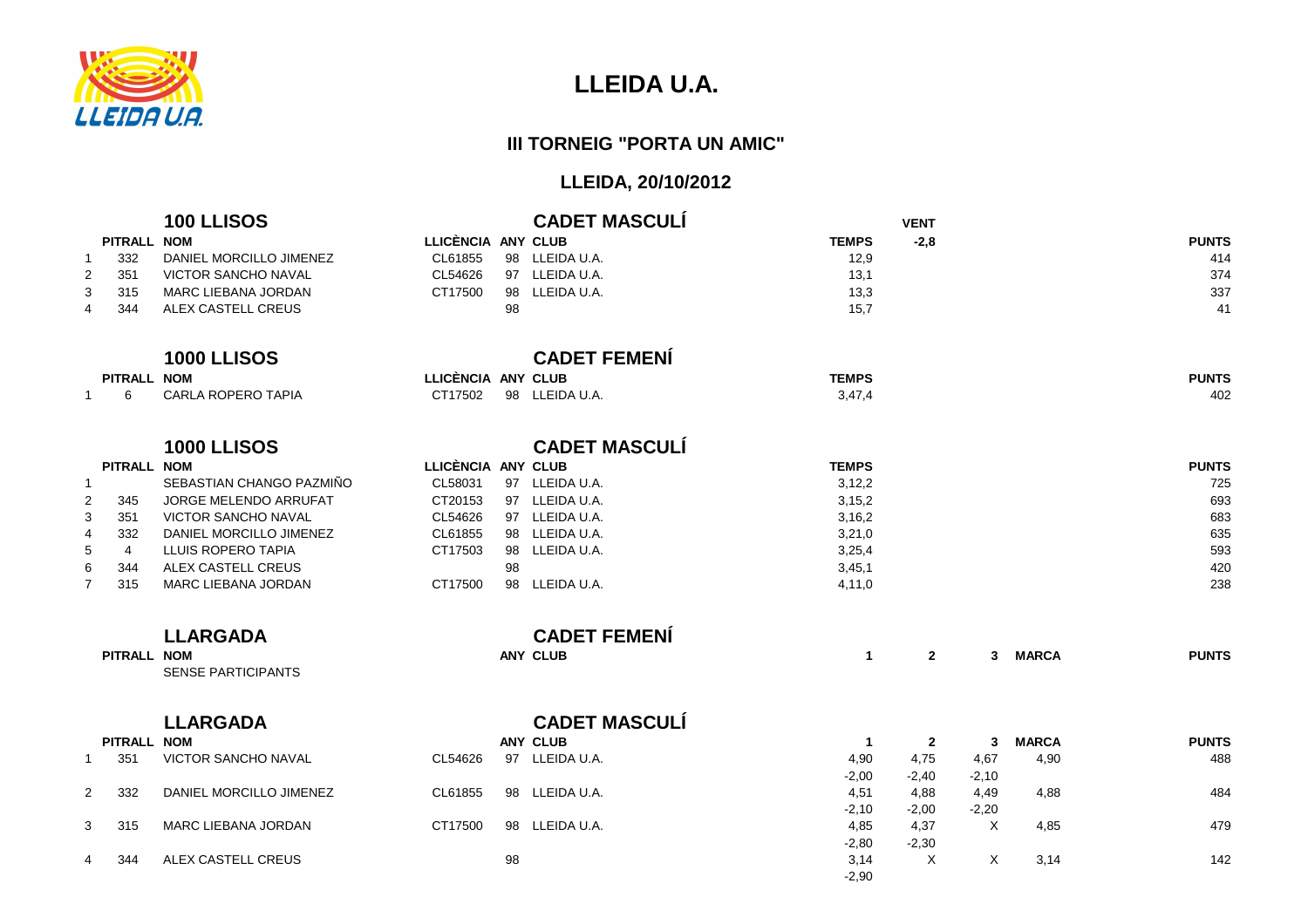# LLEIDA U.A.

## III TORNEIG "PORTA UN AMIC"

## LLEIDA, 20/10/2012

### 100 LLISOS — CADET MASCULÍ

VENT -2,8

| | PITRALL | NOM | LLICÈNCIA | ANY | CLUB | TEMPS | PUNTS |
|---|---|---|---|---|---|---|---|
| 1 | 332 | DANIEL MORCILLO JIMENEZ | CL61855 | 98 | LLEIDA U.A. | 12,9 | 414 |
| 2 | 351 | VICTOR SANCHO NAVAL | CL54626 | 97 | LLEIDA U.A. | 13,1 | 374 |
| 3 | 315 | MARC LIEBANA JORDAN | CT17500 | 98 | LLEIDA U.A. | 13,3 | 337 |
| 4 | 344 | ALEX CASTELL CREUS | | 98 | | 15,7 | 41 |

### 1000 LLISOS — CADET FEMENÍ

| | PITRALL | NOM | LLICÈNCIA | ANY | CLUB | TEMPS | PUNTS |
|---|---|---|---|---|---|---|---|
| 1 | 6 | CARLA ROPERO TAPIA | CT17502 | 98 | LLEIDA U.A. | 3,47,4 | 402 |

### 1000 LLISOS — CADET MASCULÍ

| | PITRALL | NOM | LLICÈNCIA | ANY | CLUB | TEMPS | PUNTS |
|---|---|---|---|---|---|---|---|
| 1 | | SEBASTIAN CHANGO PAZMIÑO | CL58031 | 97 | LLEIDA U.A. | 3,12,2 | 725 |
| 2 | 345 | JORGE MELENDO ARRUFAT | CT20153 | 97 | LLEIDA U.A. | 3,15,2 | 693 |
| 3 | 351 | VICTOR SANCHO NAVAL | CL54626 | 97 | LLEIDA U.A. | 3,16,2 | 683 |
| 4 | 332 | DANIEL MORCILLO JIMENEZ | CL61855 | 98 | LLEIDA U.A. | 3,21,0 | 635 |
| 5 | 4 | LLUIS ROPERO TAPIA | CT17503 | 98 | LLEIDA U.A. | 3,25,4 | 593 |
| 6 | 344 | ALEX CASTELL CREUS | | 98 | | 3,45,1 | 420 |
| 7 | 315 | MARC LIEBANA JORDAN | CT17500 | 98 | LLEIDA U.A. | 4,11,0 | 238 |

### LLARGADA — CADET FEMENÍ

| PITRALL | NOM | ANY | CLUB | 1 | 2 | 3 | MARCA | PUNTS |
|---|---|---|---|---|---|---|---|---|
| | SENSE PARTICIPANTS | | | | | | | |

### LLARGADA — CADET MASCULÍ

| | PITRALL | NOM | LLICÈNCIA | ANY | CLUB | 1 | 2 | 3 | MARCA | PUNTS |
|---|---|---|---|---|---|---|---|---|---|---|
| 1 | 351 | VICTOR SANCHO NAVAL | CL54626 | 97 | LLEIDA U.A. | 4,90 | 4,75 | 4,67 | 4,90 | 488 |
| | | | | | | -2,00 | -2,40 | -2,10 | | |
| 2 | 332 | DANIEL MORCILLO JIMENEZ | CL61855 | 98 | LLEIDA U.A. | 4,51 | 4,88 | 4,49 | 4,88 | 484 |
| | | | | | | -2,10 | -2,00 | -2,20 | | |
| 3 | 315 | MARC LIEBANA JORDAN | CT17500 | 98 | LLEIDA U.A. | 4,85 | 4,37 | X | 4,85 | 479 |
| | | | | | | -2,80 | -2,30 | | | |
| 4 | 344 | ALEX CASTELL CREUS | | 98 | | 3,14 | X | X | 3,14 | 142 |
| | | | | | | -2,90 | | | | |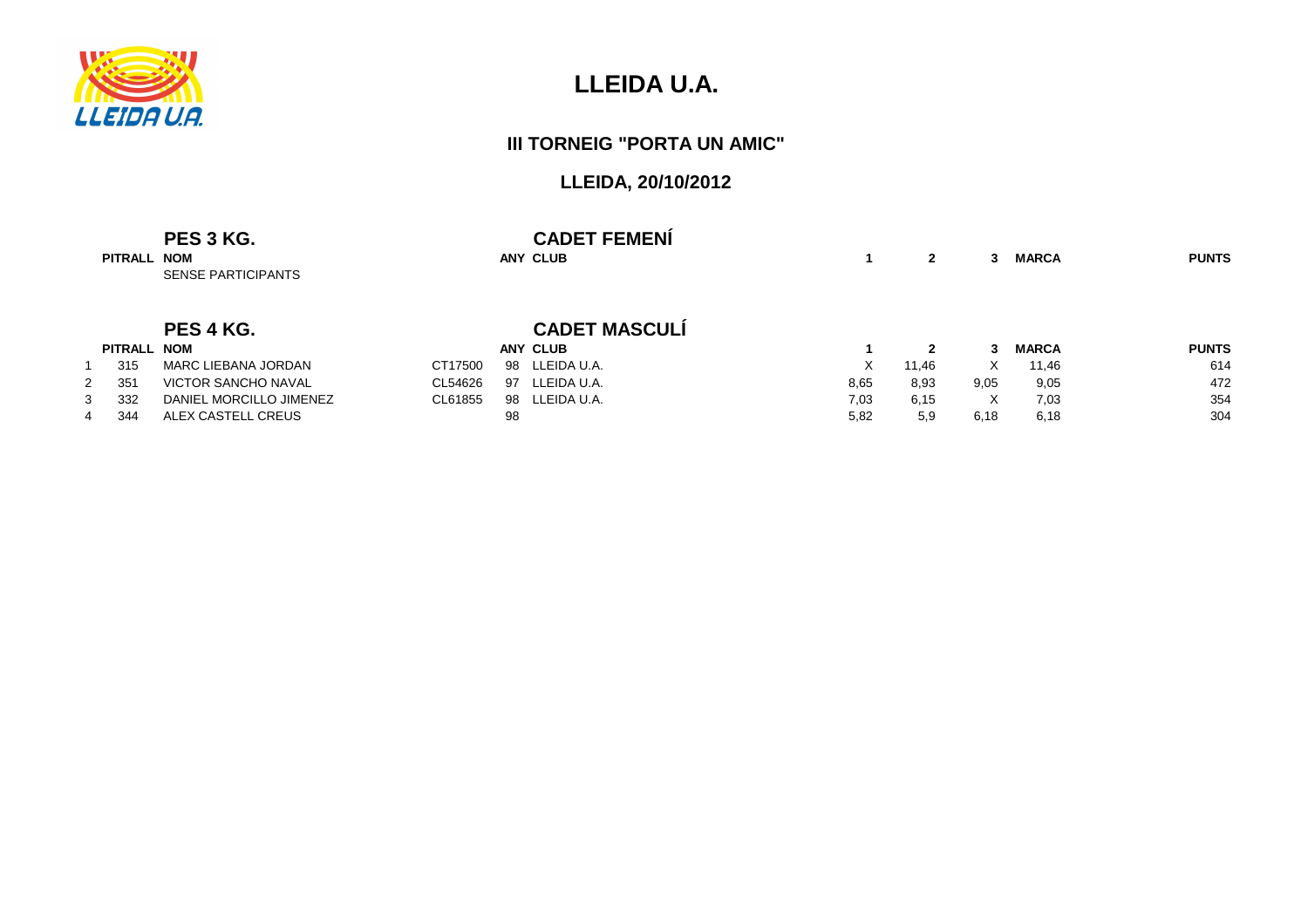# LLEIDA U.A.

## III TORNEIG "PORTA UN AMIC"

### LLEIDA, 20/10/2012

**PES 3 KG.** — **CADET FEMENÍ**

| | PITRALL | NOM | | ANY | CLUB | 1 | 2 | 3 | MARCA | PUNTS |
|---|---|---|---|---|---|---|---|---|---|---|
| | | SENSE PARTICIPANTS | | | | | | | | |

**PES 4 KG.** — **CADET MASCULÍ**

| | PITRALL | NOM | | ANY | CLUB | 1 | 2 | 3 | MARCA | PUNTS |
|---|---|---|---|---|---|---|---|---|---|---|
| 1 | 315 | MARC LIEBANA JORDAN | CT17500 | 98 | LLEIDA U.A. | X | 11,46 | X | 11,46 | 614 |
| 2 | 351 | VICTOR SANCHO NAVAL | CL54626 | 97 | LLEIDA U.A. | 8,65 | 8,93 | 9,05 | 9,05 | 472 |
| 3 | 332 | DANIEL MORCILLO JIMENEZ | CL61855 | 98 | LLEIDA U.A. | 7,03 | 6,15 | X | 7,03 | 354 |
| 4 | 344 | ALEX CASTELL CREUS | | 98 | | 5,82 | 5,9 | 6,18 | 6,18 | 304 |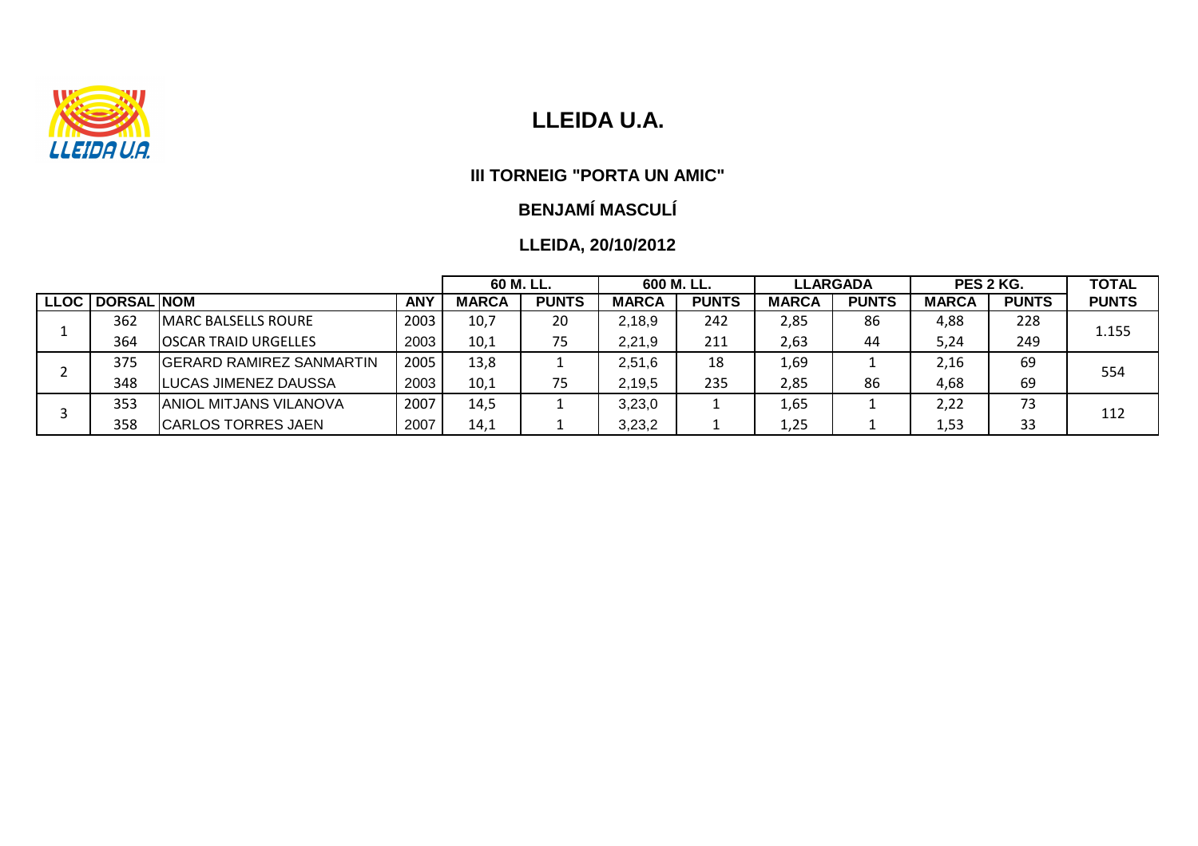# LLEIDA U.A.

### III TORNEIG "PORTA UN AMIC"

### BENJAMÍ MASCULÍ

### LLEIDA, 20/10/2012

| LLOC | DORSAL | NOM | ANY | 60 M. LL. | | 600 M. LL. | | LLARGADA | | PES 2 KG. | | TOTAL |
|---|---|---|---|---|---|---|---|---|---|---|---|---|
| | | | | MARCA | PUNTS | MARCA | PUNTS | MARCA | PUNTS | MARCA | PUNTS | PUNTS |
| 1 | 362 | MARC BALSELLS ROURE | 2003 | 10,7 | 20 | 2,18,9 | 242 | 2,85 | 86 | 4,88 | 228 | 1.155 |
| | 364 | OSCAR TRAID URGELLES | 2003 | 10,1 | 75 | 2,21,9 | 211 | 2,63 | 44 | 5,24 | 249 | |
| 2 | 375 | GERARD RAMIREZ SANMARTIN | 2005 | 13,8 | 1 | 2,51,6 | 18 | 1,69 | 1 | 2,16 | 69 | 554 |
| | 348 | LUCAS JIMENEZ DAUSSA | 2003 | 10,1 | 75 | 2,19,5 | 235 | 2,85 | 86 | 4,68 | 69 | |
| 3 | 353 | ANIOL MITJANS VILANOVA | 2007 | 14,5 | 1 | 3,23,0 | 1 | 1,65 | 1 | 2,22 | 73 | 112 |
| | 358 | CARLOS TORRES JAEN | 2007 | 14,1 | 1 | 3,23,2 | 1 | 1,25 | 1 | 1,53 | 33 | |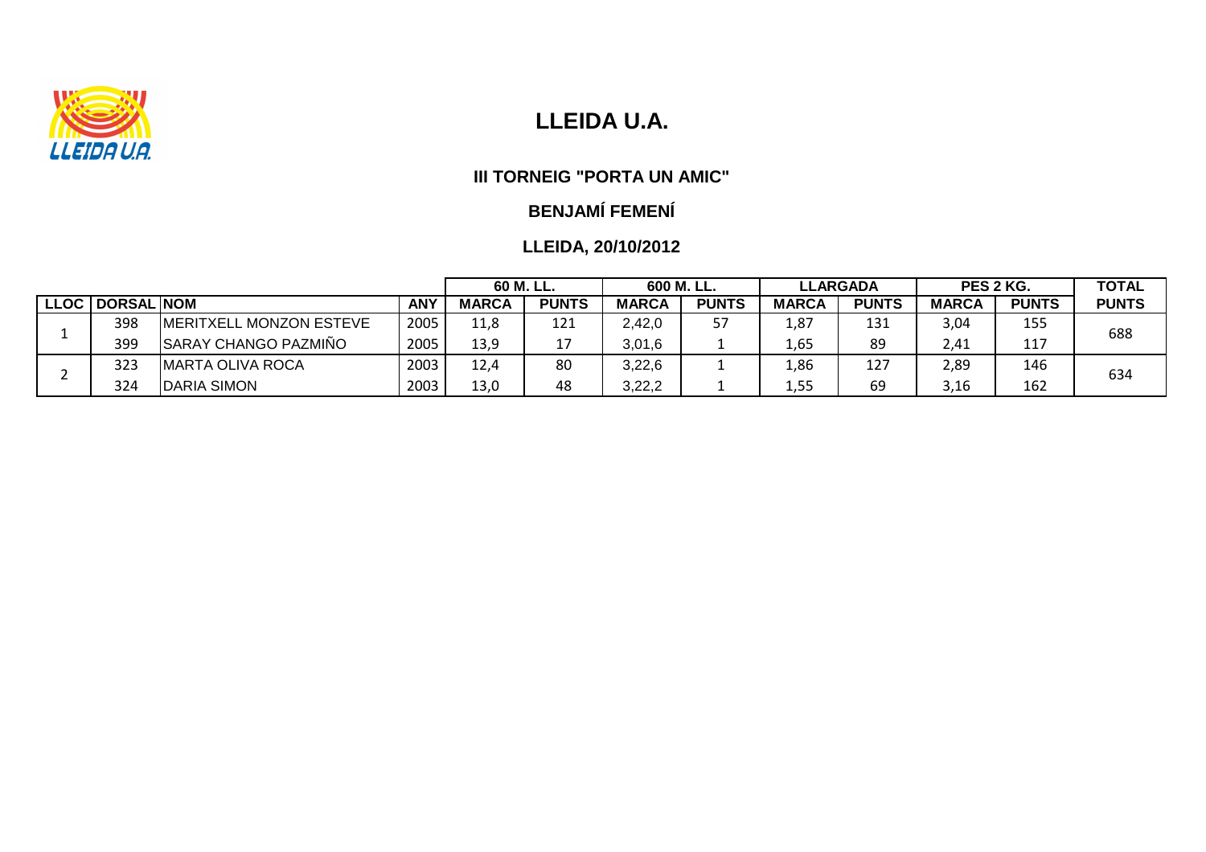# LLEIDA U.A.

### III TORNEIG "PORTA UN AMIC"

### BENJAMÍ FEMENÍ

### LLEIDA, 20/10/2012

| | | | | 60 M. LL. | | 600 M. LL. | | LLARGADA | | PES 2 KG. | | TOTAL |
|---|---|---|---|---|---|---|---|---|---|---|---|---|
| **LLOC** | **DORSAL** | **NOM** | **ANY** | **MARCA** | **PUNTS** | **MARCA** | **PUNTS** | **MARCA** | **PUNTS** | **MARCA** | **PUNTS** | **PUNTS** |
| 1 | 398 | MERITXELL MONZON ESTEVE | 2005 | 11,8 | 121 | 2,42,0 | 57 | 1,87 | 131 | 3,04 | 155 | 688 |
| | 399 | SARAY CHANGO PAZMIÑO | 2005 | 13,9 | 17 | 3,01,6 | 1 | 1,65 | 89 | 2,41 | 117 | |
| 2 | 323 | MARTA OLIVA ROCA | 2003 | 12,4 | 80 | 3,22,6 | 1 | 1,86 | 127 | 2,89 | 146 | 634 |
| | 324 | DARIA SIMON | 2003 | 13,0 | 48 | 3,22,2 | 1 | 1,55 | 69 | 3,16 | 162 | |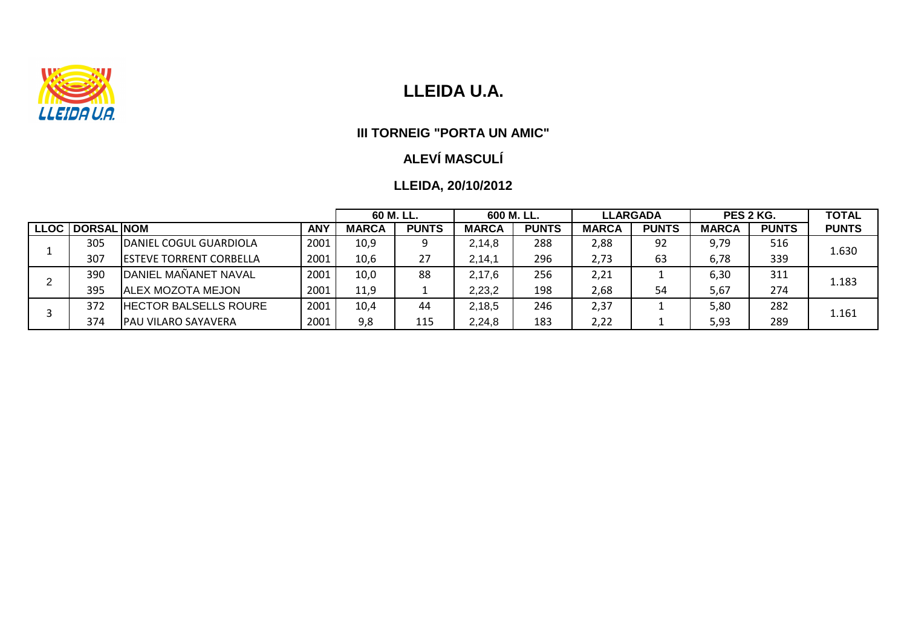# LLEIDA U.A.

### III TORNEIG "PORTA UN AMIC"

### ALEVÍ MASCULÍ

### LLEIDA, 20/10/2012

| | | | | 60 M. LL. | | 600 M. LL. | | LLARGADA | | PES 2 KG. | | TOTAL |
|---|---|---|---|---|---|---|---|---|---|---|---|---|
| LLOC | DORSAL | NOM | ANY | MARCA | PUNTS | MARCA | PUNTS | MARCA | PUNTS | MARCA | PUNTS | PUNTS |
| 1 | 305 | DANIEL COGUL GUARDIOLA | 2001 | 10,9 | 9 | 2,14,8 | 288 | 2,88 | 92 | 9,79 | 516 | 1.630 |
| | 307 | ESTEVE TORRENT CORBELLA | 2001 | 10,6 | 27 | 2,14,1 | 296 | 2,73 | 63 | 6,78 | 339 | |
| 2 | 390 | DANIEL MAÑANET NAVAL | 2001 | 10,0 | 88 | 2,17,6 | 256 | 2,21 | 1 | 6,30 | 311 | 1.183 |
| | 395 | ALEX MOZOTA MEJON | 2001 | 11,9 | 1 | 2,23,2 | 198 | 2,68 | 54 | 5,67 | 274 | |
| 3 | 372 | HECTOR BALSELLS ROURE | 2001 | 10,4 | 44 | 2,18,5 | 246 | 2,37 | 1 | 5,80 | 282 | 1.161 |
| | 374 | PAU VILARO SAYAVERA | 2001 | 9,8 | 115 | 2,24,8 | 183 | 2,22 | 1 | 5,93 | 289 | |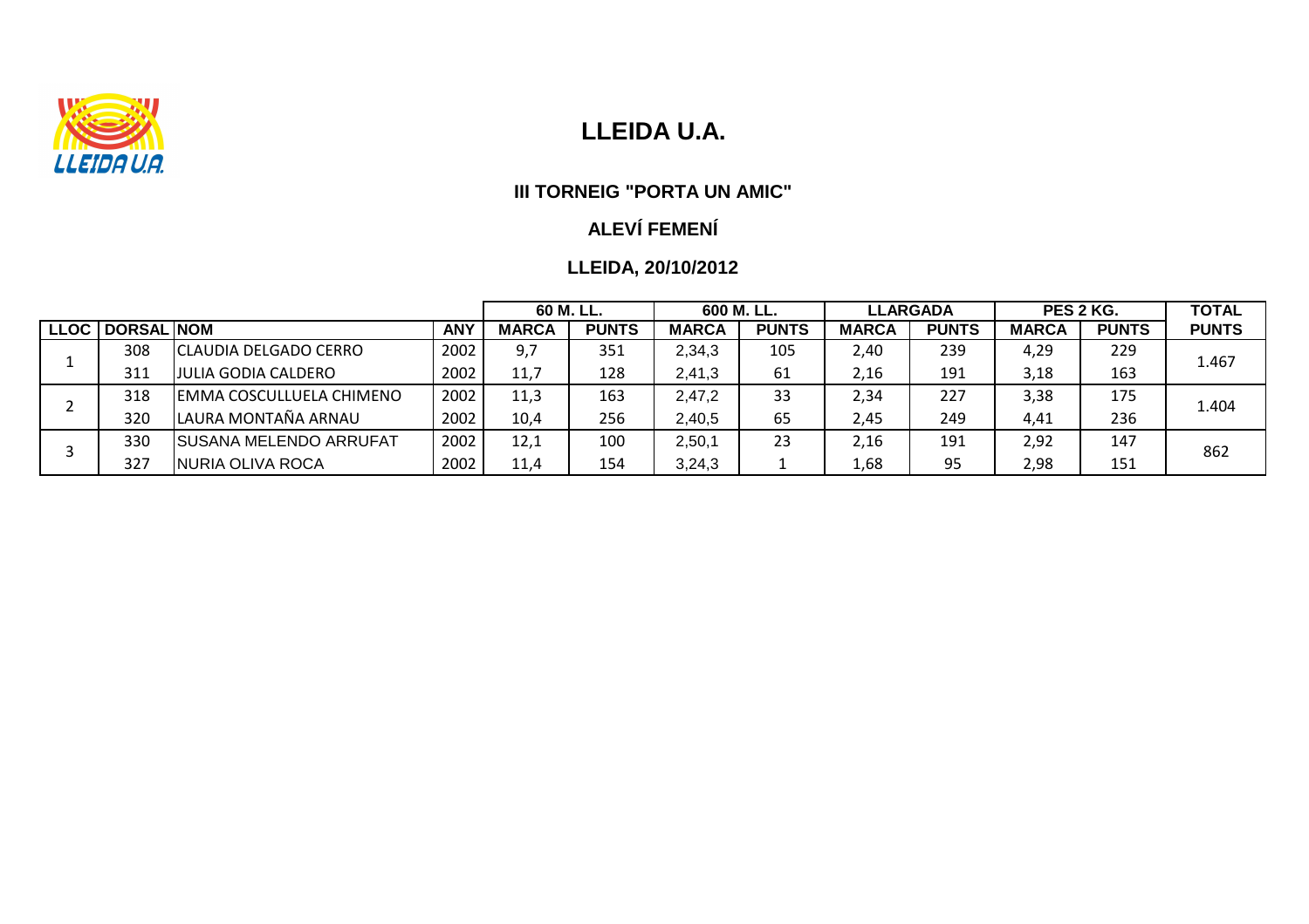# LLEIDA U.A.

### III TORNEIG "PORTA UN AMIC"

### ALEVÍ FEMENÍ

### LLEIDA, 20/10/2012

| | | | | 60 M. LL. | | 600 M. LL. | | LLARGADA | | PES 2 KG. | | TOTAL |
|---|---|---|---|---|---|---|---|---|---|---|---|---|
| LLOC | DORSAL | NOM | ANY | MARCA | PUNTS | MARCA | PUNTS | MARCA | PUNTS | MARCA | PUNTS | PUNTS |
| 1 | 308 | CLAUDIA DELGADO CERRO | 2002 | 9,7 | 351 | 2,34,3 | 105 | 2,40 | 239 | 4,29 | 229 | 1.467 |
| | 311 | JULIA GODIA CALDERO | 2002 | 11,7 | 128 | 2,41,3 | 61 | 2,16 | 191 | 3,18 | 163 | |
| 2 | 318 | EMMA COSCULLUELA CHIMENO | 2002 | 11,3 | 163 | 2,47,2 | 33 | 2,34 | 227 | 3,38 | 175 | 1.404 |
| | 320 | LAURA MONTAÑA ARNAU | 2002 | 10,4 | 256 | 2,40,5 | 65 | 2,45 | 249 | 4,41 | 236 | |
| 3 | 330 | SUSANA MELENDO ARRUFAT | 2002 | 12,1 | 100 | 2,50,1 | 23 | 2,16 | 191 | 2,92 | 147 | 862 |
| | 327 | NURIA OLIVA ROCA | 2002 | 11,4 | 154 | 3,24,3 | 1 | 1,68 | 95 | 2,98 | 151 | |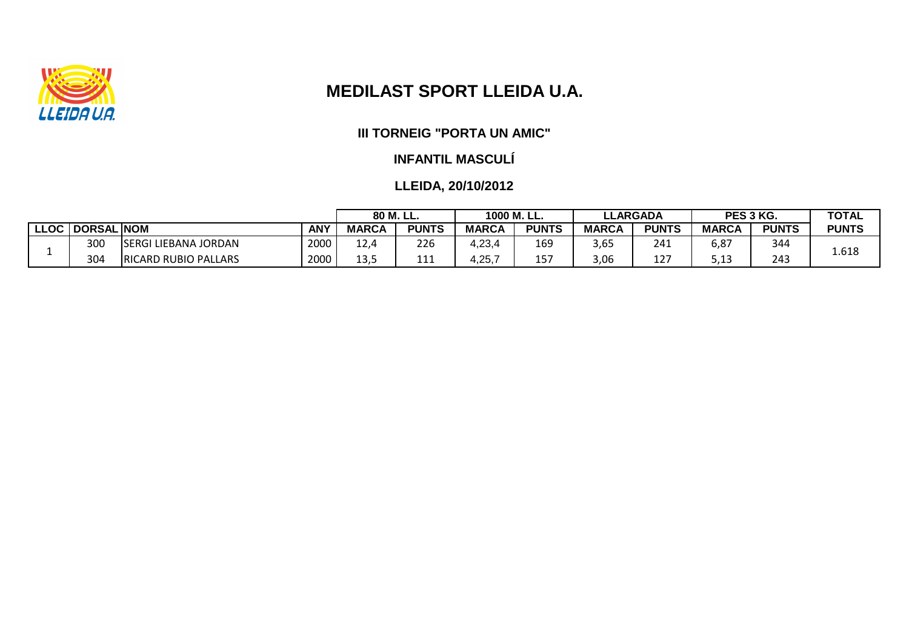# MEDILAST SPORT LLEIDA U.A.

### III TORNEIG "PORTA UN AMIC"

### INFANTIL MASCULÍ

### LLEIDA, 20/10/2012

| | | | | 80 M. LL. | | 1000 M. LL. | | LLARGADA | | PES 3 KG. | | TOTAL |
|---|---|---|---|---|---|---|---|---|---|---|---|---|
| LLOC | DORSAL | NOM | ANY | MARCA | PUNTS | MARCA | PUNTS | MARCA | PUNTS | MARCA | PUNTS | PUNTS |
| 1 | 300 | SERGI LIEBANA JORDAN | 2000 | 12,4 | 226 | 4,23,4 | 169 | 3,65 | 241 | 6,87 | 344 | 1.618 |
| | 304 | RICARD RUBIO PALLARS | 2000 | 13,5 | 111 | 4,25,7 | 157 | 3,06 | 127 | 5,13 | 243 | |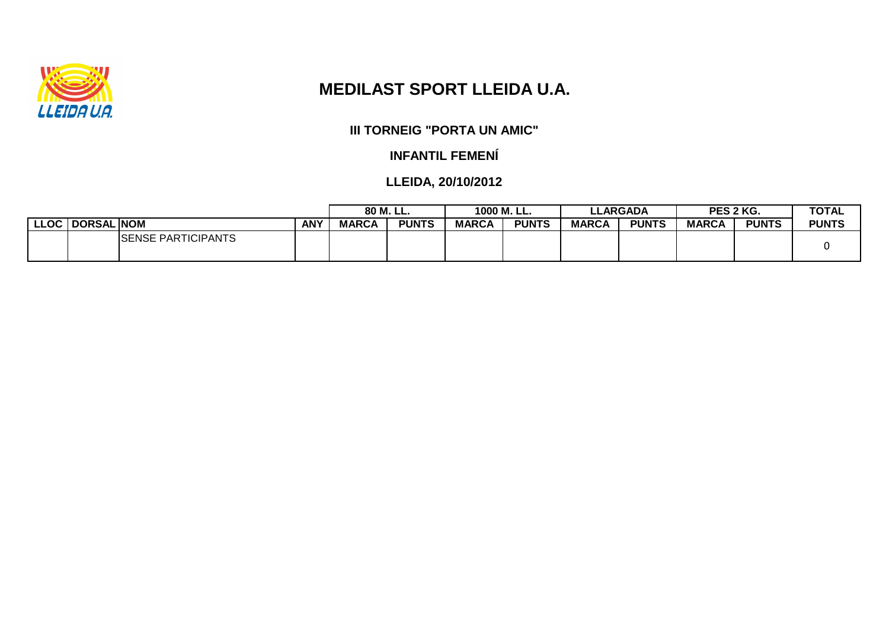# MEDILAST SPORT LLEIDA U.A.

## III TORNEIG "PORTA UN AMIC"

## INFANTIL FEMENÍ

## LLEIDA, 20/10/2012

| | | | | 80 M. LL. | | 1000 M. LL. | | LLARGADA | | PES 2 KG. | | TOTAL |
|---|---|---|---|---|---|---|---|---|---|---|---|---|
| LLOC | DORSAL | NOM | ANY | MARCA | PUNTS | MARCA | PUNTS | MARCA | PUNTS | MARCA | PUNTS | PUNTS |
| | | SENSE PARTICIPANTS | | | | | | | | | | 0 |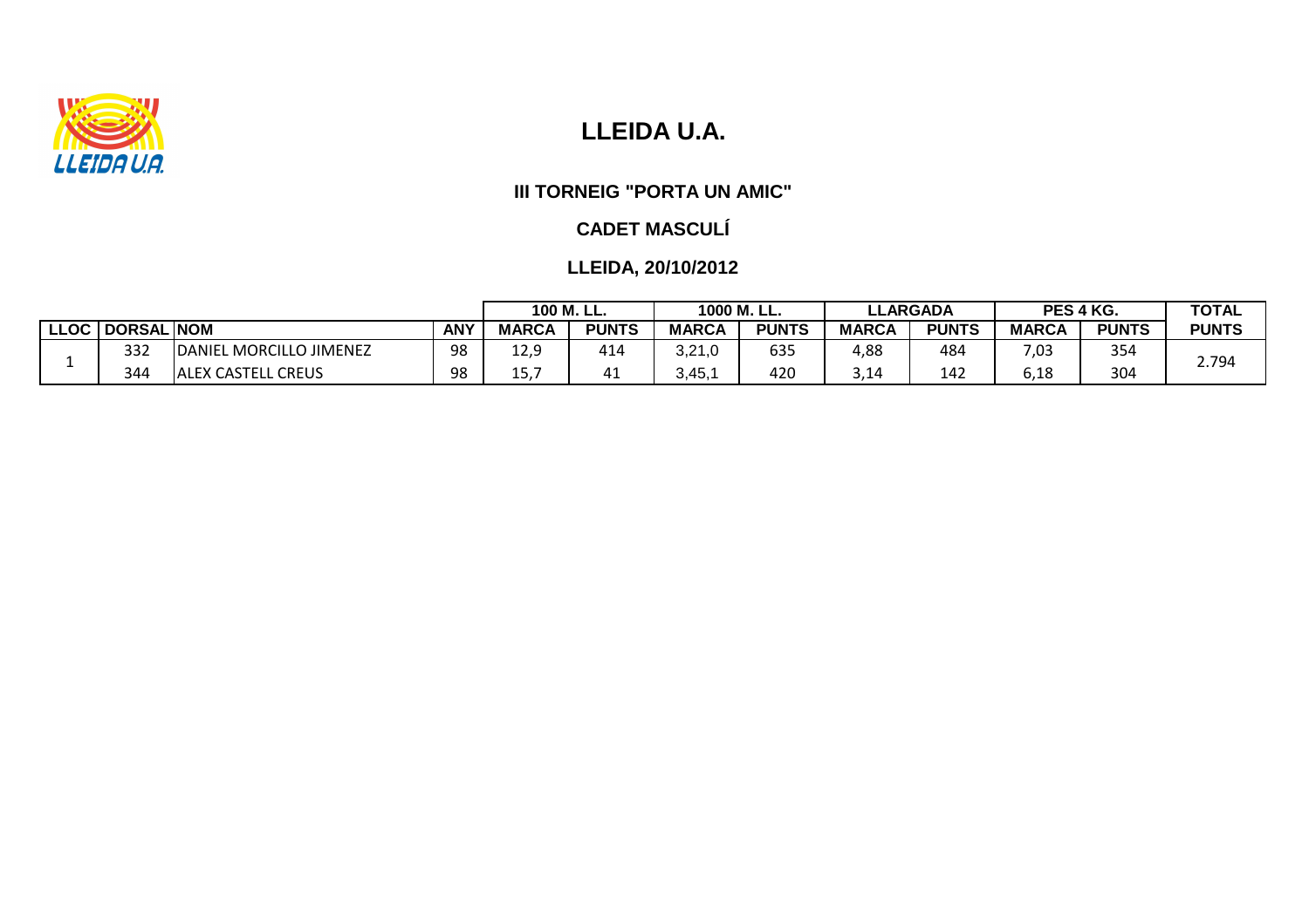# LLEIDA U.A.

### III TORNEIG "PORTA UN AMIC"

### CADET MASCULÍ

### LLEIDA, 20/10/2012

| | | | | 100 M. LL. | | 1000 M. LL. | | LLARGADA | | PES 4 KG. | | TOTAL |
|---|---|---|---|---|---|---|---|---|---|---|---|---|
| LLOC | DORSAL | NOM | ANY | MARCA | PUNTS | MARCA | PUNTS | MARCA | PUNTS | MARCA | PUNTS | PUNTS |
| 1 | 332 | DANIEL MORCILLO JIMENEZ | 98 | 12,9 | 414 | 3,21,0 | 635 | 4,88 | 484 | 7,03 | 354 | 2.794 |
| | 344 | ALEX CASTELL CREUS | 98 | 15,7 | 41 | 3,45,1 | 420 | 3,14 | 142 | 6,18 | 304 | |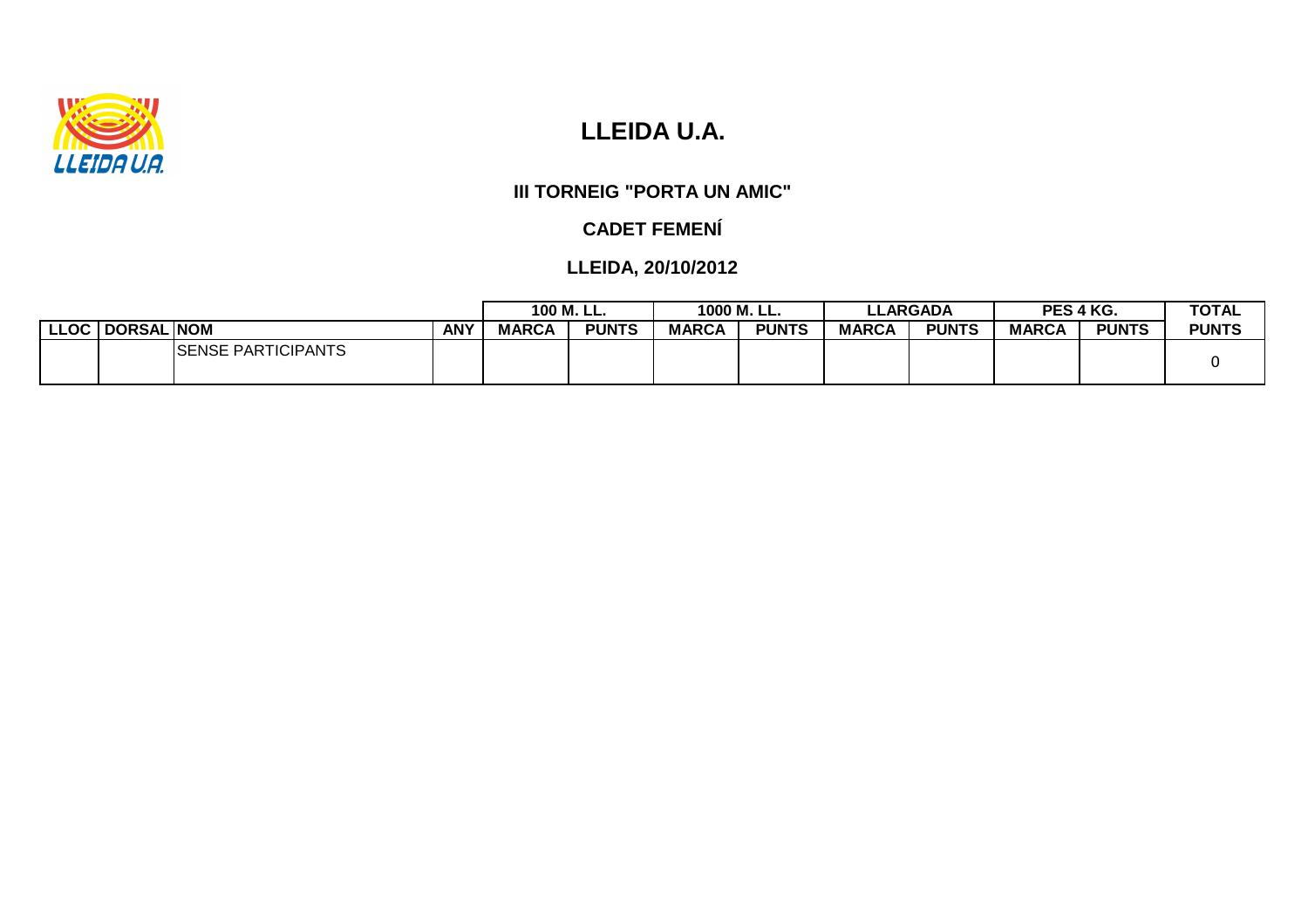# LLEIDA U.A.

## III TORNEIG "PORTA UN AMIC"

## CADET FEMENÍ

## LLEIDA, 20/10/2012

| | | | | 100 M. LL. | | 1000 M. LL. | | LLARGADA | | PES 4 KG. | | TOTAL |
|---|---|---|---|---|---|---|---|---|---|---|---|---|
| LLOC | DORSAL | NOM | ANY | MARCA | PUNTS | MARCA | PUNTS | MARCA | PUNTS | MARCA | PUNTS | PUNTS |
| | | SENSE PARTICIPANTS | | | | | | | | | | 0 |